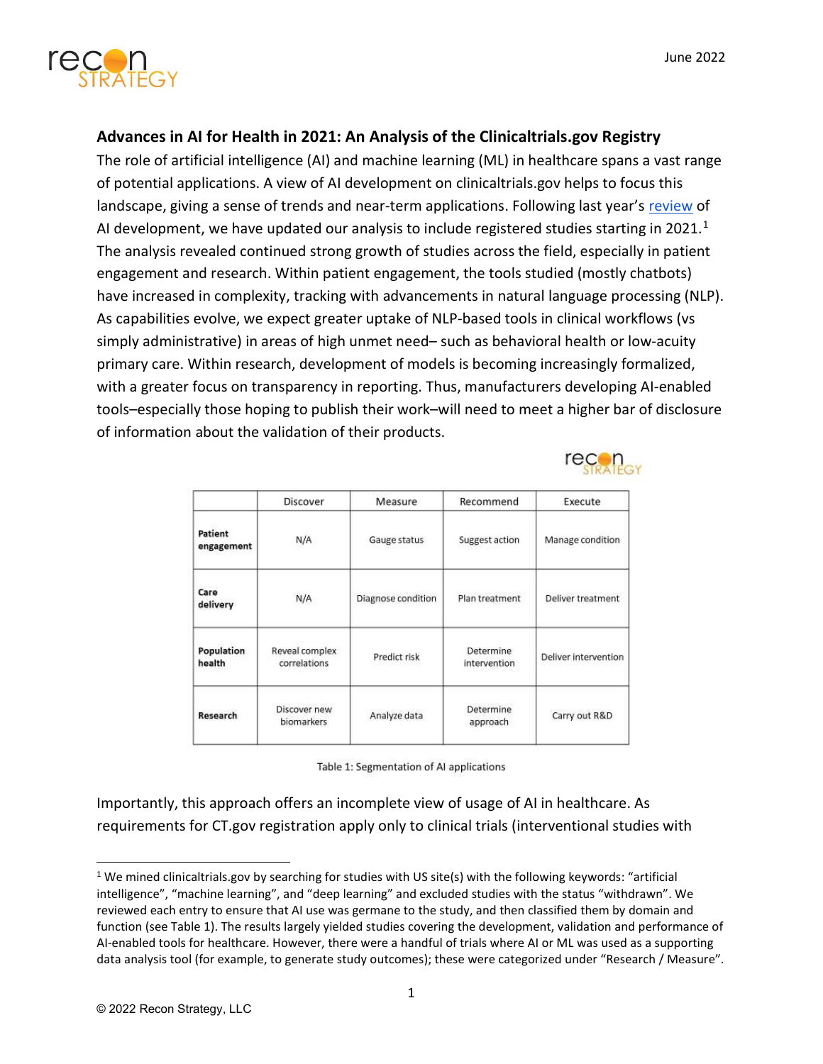**Advances in AI for Health in 2021: An Analysis of the Clinicaltrials.gov Registry**

The role of artificial intelligence (AI) and machine learning (ML) in healthcare spans a vast range of potential applications. A view of AI development on clinicaltrials.gov helps to focus this landscape, giving a sense of trends and near-term applications. Following last year's review of AI development, we have updated our analysis to include registered studies starting in 2021.[1] The analysis revealed continued strong growth of studies across the field, especially in patient engagement and research. Within patient engagement, the tools studied (mostly chatbots) have increased in complexity, tracking with advancements in natural language processing (NLP). As capabilities evolve, we expect greater uptake of NLP-based tools in clinical workflows (vs simply administrative) in areas of high unmet need– such as behavioral health or low-acuity primary care. Within research, development of models is becoming increasingly formalized, with a greater focus on transparency in reporting. Thus, manufacturers developing AI-enabled tools–especially those hoping to publish their work–will need to meet a higher bar of disclosure of information about the validation of their products.

| | Discover | Measure | Recommend | Execute |
|---|---|---|---|---|
| **Patient engagement** | N/A | Gauge status | Suggest action | Manage condition |
| **Care delivery** | N/A | Diagnose condition | Plan treatment | Deliver treatment |
| **Population health** | Reveal complex correlations | Predict risk | Determine intervention | Deliver intervention |
| **Research** | Discover new biomarkers | Analyze data | Determine approach | Carry out R&D |

Table 1: Segmentation of AI applications

Importantly, this approach offers an incomplete view of usage of AI in healthcare. As requirements for CT.gov registration apply only to clinical trials (interventional studies with

[1] We mined clinicaltrials.gov by searching for studies with US site(s) with the following keywords: "artificial intelligence", "machine learning", and "deep learning" and excluded studies with the status "withdrawn". We reviewed each entry to ensure that AI use was germane to the study, and then classified them by domain and function (see Table 1). The results largely yielded studies covering the development, validation and performance of AI-enabled tools for healthcare. However, there were a handful of trials where AI or ML was used as a supporting data analysis tool (for example, to generate study outcomes); these were categorized under "Research / Measure".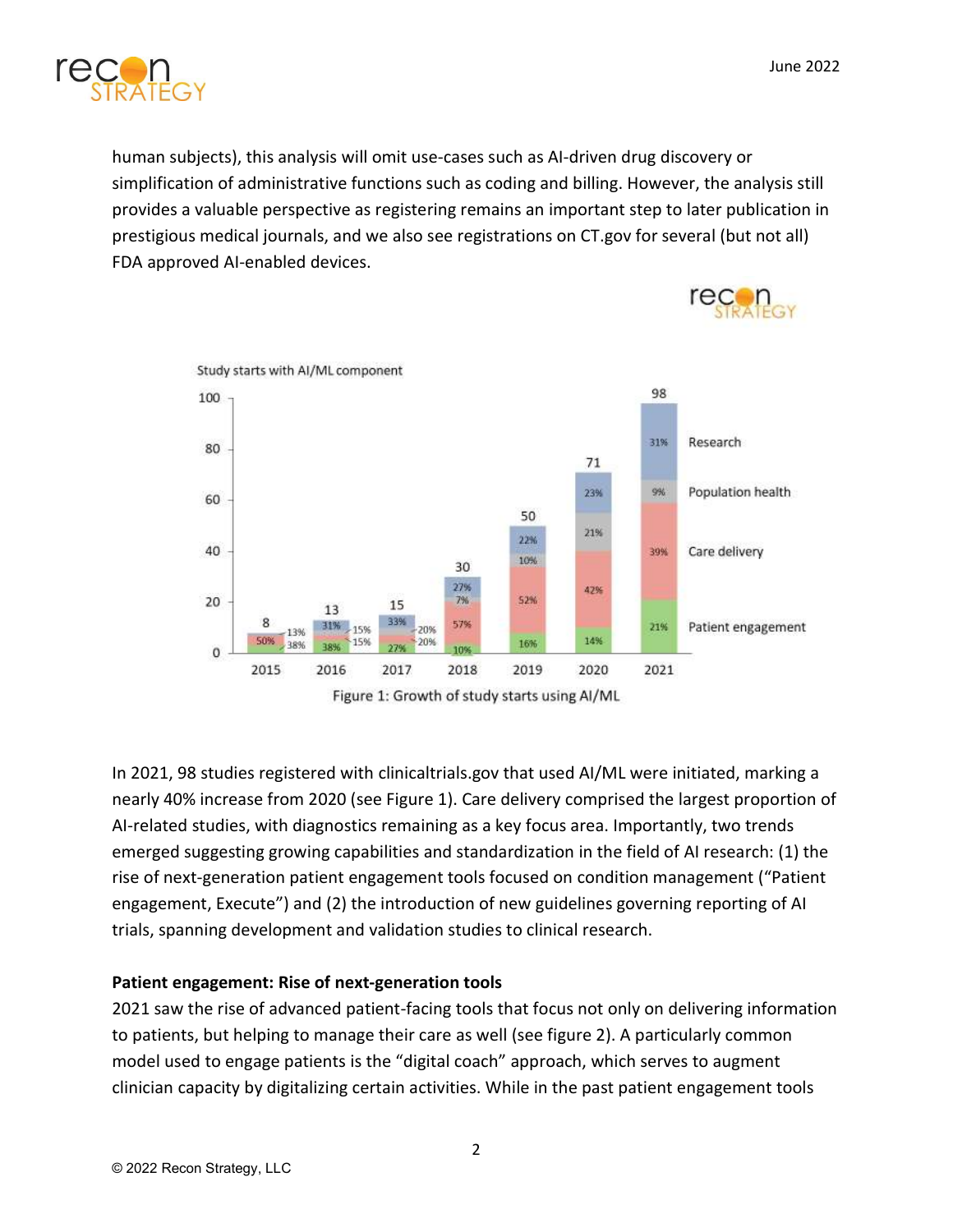human subjects), this analysis will omit use-cases such as AI-driven drug discovery or simplification of administrative functions such as coding and billing. However, the analysis still provides a valuable perspective as registering remains an important step to later publication in prestigious medical journals, and we also see registrations on CT.gov for several (but not all) FDA approved AI-enabled devices.

Figure 1: Growth of study starts using AI/ML

In 2021, 98 studies registered with clinicaltrials.gov that used AI/ML were initiated, marking a nearly 40% increase from 2020 (see Figure 1). Care delivery comprised the largest proportion of AI-related studies, with diagnostics remaining as a key focus area. Importantly, two trends emerged suggesting growing capabilities and standardization in the field of AI research: (1) the rise of next-generation patient engagement tools focused on condition management ("Patient engagement, Execute") and (2) the introduction of new guidelines governing reporting of AI trials, spanning development and validation studies to clinical research.

**Patient engagement: Rise of next-generation tools**

2021 saw the rise of advanced patient-facing tools that focus not only on delivering information to patients, but helping to manage their care as well (see figure 2). A particularly common model used to engage patients is the "digital coach" approach, which serves to augment clinician capacity by digitalizing certain activities. While in the past patient engagement tools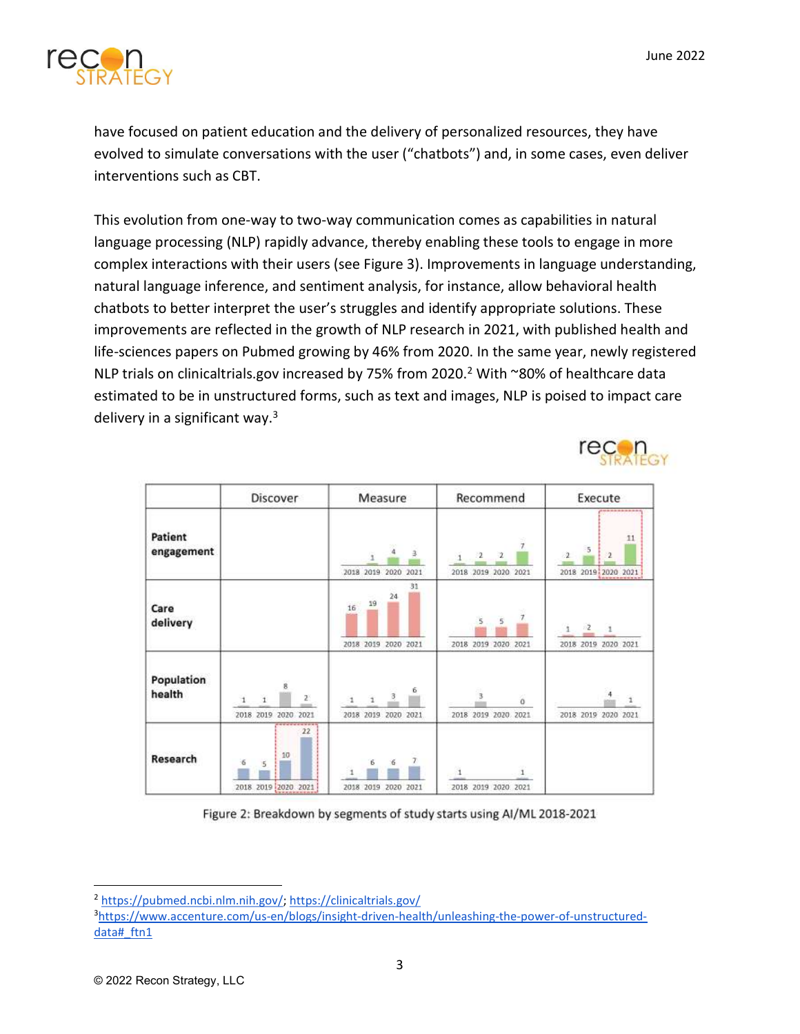have focused on patient education and the delivery of personalized resources, they have evolved to simulate conversations with the user ("chatbots") and, in some cases, even deliver interventions such as CBT.

This evolution from one-way to two-way communication comes as capabilities in natural language processing (NLP) rapidly advance, thereby enabling these tools to engage in more complex interactions with their users (see Figure 3). Improvements in language understanding, natural language inference, and sentiment analysis, for instance, allow behavioral health chatbots to better interpret the user's struggles and identify appropriate solutions. These improvements are reflected in the growth of NLP research in 2021, with published health and life-sciences papers on Pubmed growing by 46% from 2020. In the same year, newly registered NLP trials on clinicaltrials.gov increased by 75% from 2020.[2] With ~80% of healthcare data estimated to be in unstructured forms, such as text and images, NLP is poised to impact care delivery in a significant way.[3]

| | Discover | Measure | Recommend | Execute |
|---|---|---|---|---|
| **Patient engagement** | | 2019: 1; 2020: 4; 2021: 3 | 2018: 1; 2019: 2; 2020: 2; 2021: 7 | 2018: 2; 2019: 5; 2020: 2; 2021: 11 |
| **Care delivery** | | 2018: 16; 2019: 19; 2020: 24; 2021: 31 | 2019: 5; 2020: 5; 2021: 7 | 2018: 1; 2019: 2; 2020: 1 |
| **Population health** | 2018: 1; 2019: 1; 2020: 8; 2021: 2 | 2018: 1; 2019: 1; 2020: 3; 2021: 6 | 2019: 3; 2021: 0 | 2020: 4; 2021: 1 |
| **Research** | 2018: 6; 2019: 5; 2020: 10; 2021: 22 | 2018: 1; 2019: 6; 2020: 6; 2021: 7 | 2018: 1; 2021: 1 | |

Figure 2: Breakdown by segments of study starts using AI/ML 2018-2021

---

[2] https://pubmed.ncbi.nlm.nih.gov/; https://clinicaltrials.gov/

[3] https://www.accenture.com/us-en/blogs/insight-driven-health/unleashing-the-power-of-unstructured-data#_ftn1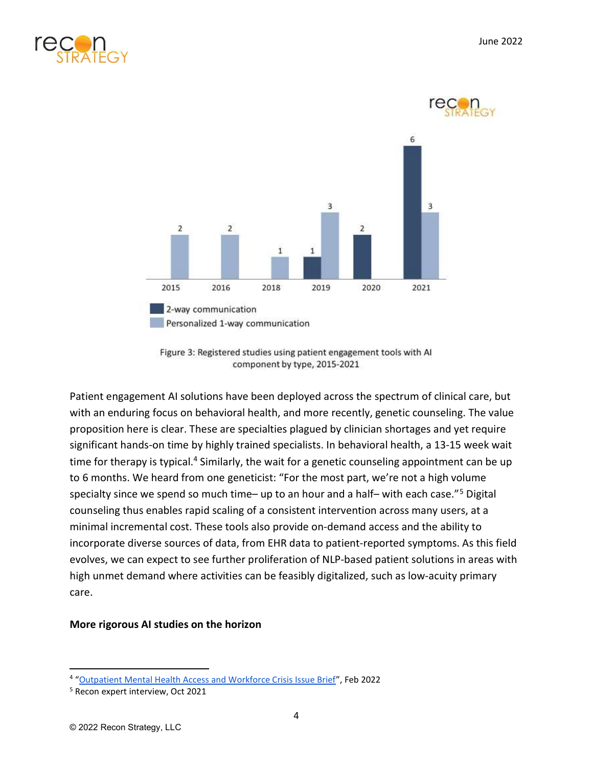Figure 3: Registered studies using patient engagement tools with AI component by type, 2015-2021

Patient engagement AI solutions have been deployed across the spectrum of clinical care, but with an enduring focus on behavioral health, and more recently, genetic counseling. The value proposition here is clear. These are specialties plagued by clinician shortages and yet require significant hands-on time by highly trained specialists. In behavioral health, a 13-15 week wait time for therapy is typical.[4] Similarly, the wait for a genetic counseling appointment can be up to 6 months. We heard from one geneticist: "For the most part, we're not a high volume specialty since we spend so much time– up to an hour and a half– with each case."[5] Digital counseling thus enables rapid scaling of a consistent intervention across many users, at a minimal incremental cost. These tools also provide on-demand access and the ability to incorporate diverse sources of data, from EHR data to patient-reported symptoms. As this field evolves, we can expect to see further proliferation of NLP-based patient solutions in areas with high unmet demand where activities can be feasibly digitalized, such as low-acuity primary care.

**More rigorous AI studies on the horizon**

---

[4] "Outpatient Mental Health Access and Workforce Crisis Issue Brief", Feb 2022

[5] Recon expert interview, Oct 2021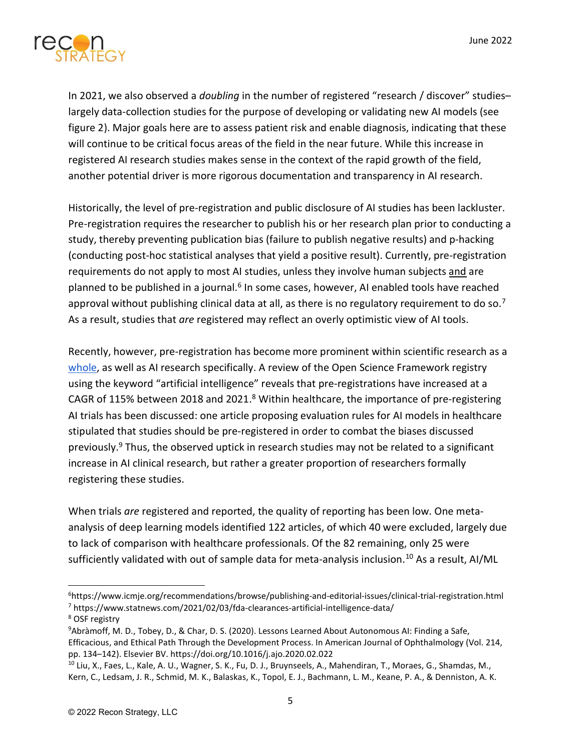In 2021, we also observed a *doubling* in the number of registered "research / discover" studies–largely data-collection studies for the purpose of developing or validating new AI models (see figure 2). Major goals here are to assess patient risk and enable diagnosis, indicating that these will continue to be critical focus areas of the field in the near future. While this increase in registered AI research studies makes sense in the context of the rapid growth of the field, another potential driver is more rigorous documentation and transparency in AI research.

Historically, the level of pre-registration and public disclosure of AI studies has been lackluster. Pre-registration requires the researcher to publish his or her research plan prior to conducting a study, thereby preventing publication bias (failure to publish negative results) and p-hacking (conducting post-hoc statistical analyses that yield a positive result). Currently, pre-registration requirements do not apply to most AI studies, unless they involve human subjects and are planned to be published in a journal.[6] In some cases, however, AI enabled tools have reached approval without publishing clinical data at all, as there is no regulatory requirement to do so.[7] As a result, studies that *are* registered may reflect an overly optimistic view of AI tools.

Recently, however, pre-registration has become more prominent within scientific research as a whole, as well as AI research specifically. A review of the Open Science Framework registry using the keyword "artificial intelligence" reveals that pre-registrations have increased at a CAGR of 115% between 2018 and 2021.[8] Within healthcare, the importance of pre-registering AI trials has been discussed: one article proposing evaluation rules for AI models in healthcare stipulated that studies should be pre-registered in order to combat the biases discussed previously.[9] Thus, the observed uptick in research studies may not be related to a significant increase in AI clinical research, but rather a greater proportion of researchers formally registering these studies.

When trials *are* registered and reported, the quality of reporting has been low. One meta-analysis of deep learning models identified 122 articles, of which 40 were excluded, largely due to lack of comparison with healthcare professionals. Of the 82 remaining, only 25 were sufficiently validated with out of sample data for meta-analysis inclusion.[10] As a result, AI/ML

---

[6] https://www.icmje.org/recommendations/browse/publishing-and-editorial-issues/clinical-trial-registration.html

[7] https://www.statnews.com/2021/02/03/fda-clearances-artificial-intelligence-data/

[8] OSF registry

[9] Abràmoff, M. D., Tobey, D., & Char, D. S. (2020). Lessons Learned About Autonomous AI: Finding a Safe, Efficacious, and Ethical Path Through the Development Process. In American Journal of Ophthalmology (Vol. 214, pp. 134–142). Elsevier BV. https://doi.org/10.1016/j.ajo.2020.02.022

[10] Liu, X., Faes, L., Kale, A. U., Wagner, S. K., Fu, D. J., Bruynseels, A., Mahendiran, T., Moraes, G., Shamdas, M., Kern, C., Ledsam, J. R., Schmid, M. K., Balaskas, K., Topol, E. J., Bachmann, L. M., Keane, P. A., & Denniston, A. K.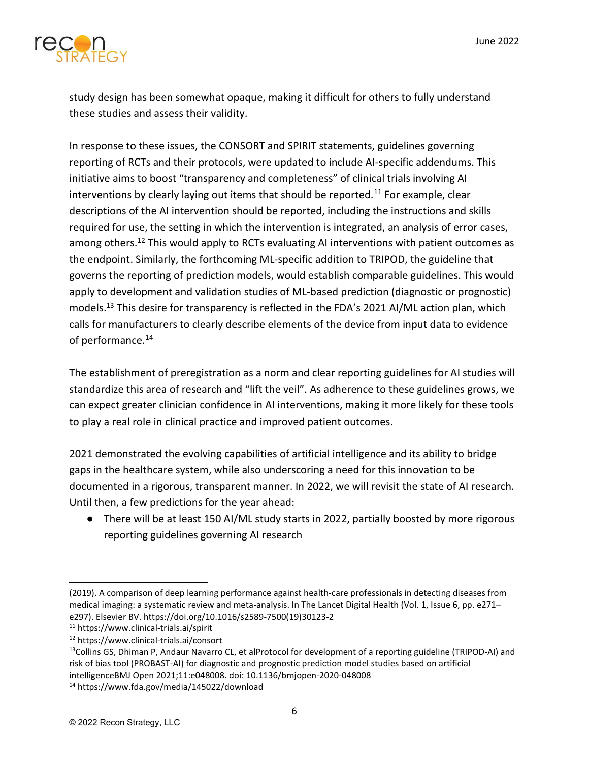study design has been somewhat opaque, making it difficult for others to fully understand these studies and assess their validity.

In response to these issues, the CONSORT and SPIRIT statements, guidelines governing reporting of RCTs and their protocols, were updated to include AI-specific addendums. This initiative aims to boost "transparency and completeness" of clinical trials involving AI interventions by clearly laying out items that should be reported.[11] For example, clear descriptions of the AI intervention should be reported, including the instructions and skills required for use, the setting in which the intervention is integrated, an analysis of error cases, among others.[12] This would apply to RCTs evaluating AI interventions with patient outcomes as the endpoint. Similarly, the forthcoming ML-specific addition to TRIPOD, the guideline that governs the reporting of prediction models, would establish comparable guidelines. This would apply to development and validation studies of ML-based prediction (diagnostic or prognostic) models.[13] This desire for transparency is reflected in the FDA's 2021 AI/ML action plan, which calls for manufacturers to clearly describe elements of the device from input data to evidence of performance.[14]

The establishment of preregistration as a norm and clear reporting guidelines for AI studies will standardize this area of research and "lift the veil". As adherence to these guidelines grows, we can expect greater clinician confidence in AI interventions, making it more likely for these tools to play a real role in clinical practice and improved patient outcomes.

2021 demonstrated the evolving capabilities of artificial intelligence and its ability to bridge gaps in the healthcare system, while also underscoring a need for this innovation to be documented in a rigorous, transparent manner. In 2022, we will revisit the state of AI research. Until then, a few predictions for the year ahead:

- There will be at least 150 AI/ML study starts in 2022, partially boosted by more rigorous reporting guidelines governing AI research

---

(2019). A comparison of deep learning performance against health-care professionals in detecting diseases from medical imaging: a systematic review and meta-analysis. In The Lancet Digital Health (Vol. 1, Issue 6, pp. e271–e297). Elsevier BV. https://doi.org/10.1016/s2589-7500(19)30123-2

[11] https://www.clinical-trials.ai/spirit

[12] https://www.clinical-trials.ai/consort

[13] Collins GS, Dhiman P, Andaur Navarro CL, et alProtocol for development of a reporting guideline (TRIPOD-AI) and risk of bias tool (PROBAST-AI) for diagnostic and prognostic prediction model studies based on artificial intelligenceBMJ Open 2021;11:e048008. doi: 10.1136/bmjopen-2020-048008

[14] https://www.fda.gov/media/145022/download

© 2022 Recon Strategy, LLC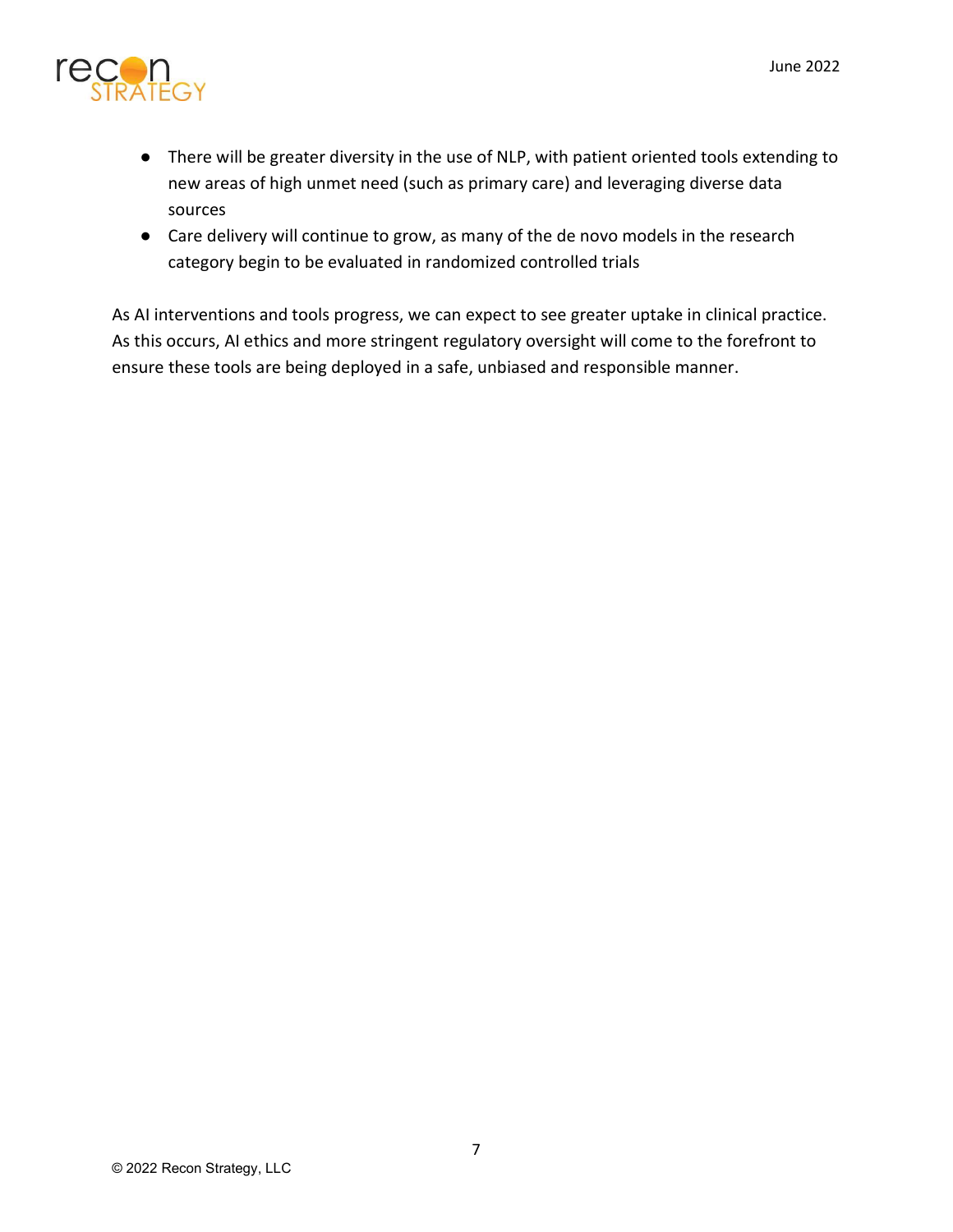- There will be greater diversity in the use of NLP, with patient oriented tools extending to new areas of high unmet need (such as primary care) and leveraging diverse data sources
- Care delivery will continue to grow, as many of the de novo models in the research category begin to be evaluated in randomized controlled trials

As AI interventions and tools progress, we can expect to see greater uptake in clinical practice. As this occurs, AI ethics and more stringent regulatory oversight will come to the forefront to ensure these tools are being deployed in a safe, unbiased and responsible manner.